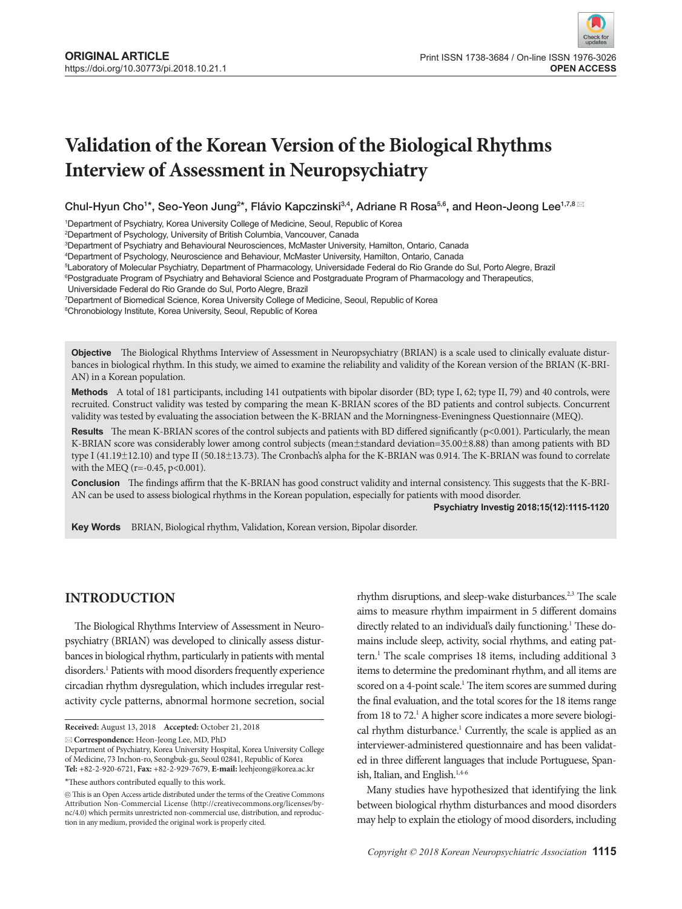ORIGINAL ARTICLE
https://doi.org/10.30773/pi.2018.10.21.1

Print ISSN 1738-3684 / On-line ISSN 1976-3026
**OPEN ACCESS**

# Validation of the Korean Version of the Biological Rhythms Interview of Assessment in Neuropsychiatry

Chul-Hyun Cho[1]*, Seo-Yeon Jung[2]*, Flávio Kapczinski[3,4], Adriane R Rosa[5,6], and Heon-Jeong Lee[1,7,8]

[1]Department of Psychiatry, Korea University College of Medicine, Seoul, Republic of Korea
[2]Department of Psychology, University of British Columbia, Vancouver, Canada
[3]Department of Psychiatry and Behavioural Neurosciences, McMaster University, Hamilton, Ontario, Canada
[4]Department of Psychology, Neuroscience and Behaviour, McMaster University, Hamilton, Ontario, Canada
[5]Laboratory of Molecular Psychiatry, Department of Pharmacology, Universidade Federal do Rio Grande do Sul, Porto Alegre, Brazil
[6]Postgraduate Program of Psychiatry and Behavioral Science and Postgraduate Program of Pharmacology and Therapeutics, Universidade Federal do Rio Grande do Sul, Porto Alegre, Brazil
[7]Department of Biomedical Science, Korea University College of Medicine, Seoul, Republic of Korea
[8]Chronobiology Institute, Korea University, Seoul, Republic of Korea

**Objective** The Biological Rhythms Interview of Assessment in Neuropsychiatry (BRIAN) is a scale used to clinically evaluate disturbances in biological rhythm. In this study, we aimed to examine the reliability and validity of the Korean version of the BRIAN (K-BRIAN) in a Korean population.

**Methods** A total of 181 participants, including 141 outpatients with bipolar disorder (BD; type I, 62; type II, 79) and 40 controls, were recruited. Construct validity was tested by comparing the mean K-BRIAN scores of the BD patients and control subjects. Concurrent validity was tested by evaluating the association between the K-BRIAN and the Morningness-Eveningness Questionnaire (MEQ).

**Results** The mean K-BRIAN scores of the control subjects and patients with BD differed significantly ($p<0.001$). Particularly, the mean K-BRIAN score was considerably lower among control subjects (mean±standard deviation=35.00±8.88) than among patients with BD type I (41.19±12.10) and type II (50.18±13.73). The Cronbach's alpha for the K-BRIAN was 0.914. The K-BRIAN was found to correlate with the MEQ ($r=-0.45$, $p<0.001$).

**Conclusion** The findings affirm that the K-BRIAN has good construct validity and internal consistency. This suggests that the K-BRIAN can be used to assess biological rhythms in the Korean population, especially for patients with mood disorder.

**Psychiatry Investig 2018;15(12):1115-1120**

**Key Words** BRIAN, Biological rhythm, Validation, Korean version, Bipolar disorder.

## INTRODUCTION

The Biological Rhythms Interview of Assessment in Neuropsychiatry (BRIAN) was developed to clinically assess disturbances in biological rhythm, particularly in patients with mental disorders.[1] Patients with mood disorders frequently experience circadian rhythm dysregulation, which includes irregular rest-activity cycle patterns, abnormal hormone secretion, social rhythm disruptions, and sleep-wake disturbances.[2,3] The scale aims to measure rhythm impairment in 5 different domains directly related to an individual's daily functioning.[1] These domains include sleep, activity, social rhythms, and eating pattern.[1] The scale comprises 18 items, including additional 3 items to determine the predominant rhythm, and all items are scored on a 4-point scale.[1] The item scores are summed during the final evaluation, and the total scores for the 18 items range from 18 to 72.[1] A higher score indicates a more severe biological rhythm disturbance.[1] Currently, the scale is applied as an interviewer-administered questionnaire and has been validated in three different languages that include Portuguese, Spanish, Italian, and English.[1,4-6]

Many studies have hypothesized that identifying the link between biological rhythm disturbances and mood disorders may help to explain the etiology of mood disorders, including

**Received:** August 13, 2018 **Accepted:** October 21, 2018

**Correspondence:** Heon-Jeong Lee, MD, PhD
Department of Psychiatry, Korea University Hospital, Korea University College of Medicine, 73 Inchon-ro, Seongbuk-gu, Seoul 02841, Republic of Korea
**Tel:** +82-2-920-6721, **Fax:** +82-2-929-7679, **E-mail:** leehjeong@korea.ac.kr

*These authors contributed equally to this work.

This is an Open Access article distributed under the terms of the Creative Commons Attribution Non-Commercial License (http://creativecommons.org/licenses/by-nc/4.0) which permits unrestricted non-commercial use, distribution, and reproduction in any medium, provided the original work is properly cited.

Copyright © 2018 Korean Neuropsychiatric Association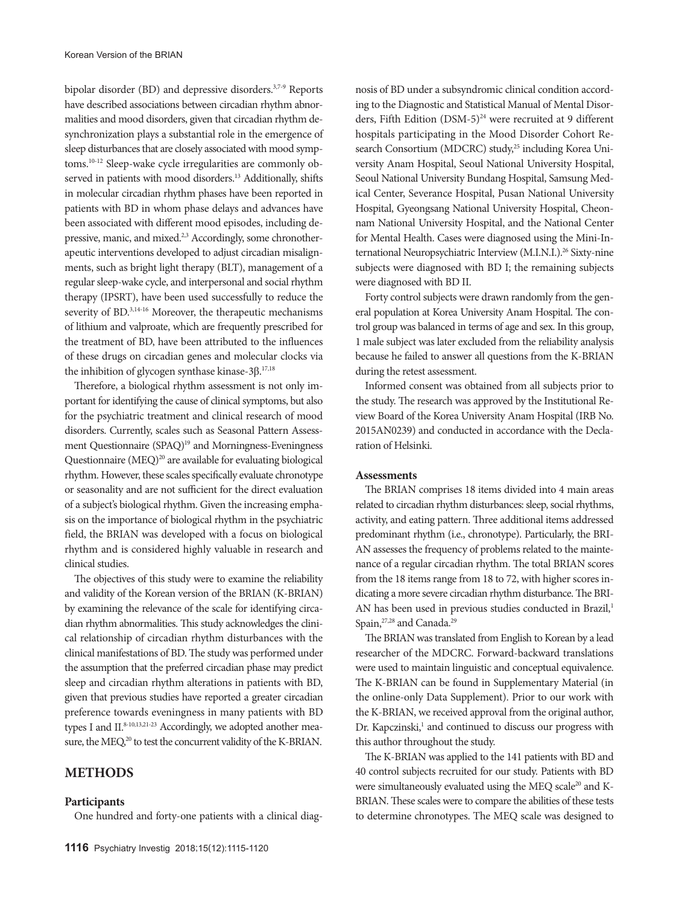bipolar disorder (BD) and depressive disorders.[3,7-9] Reports have described associations between circadian rhythm abnormalities and mood disorders, given that circadian rhythm desynchronization plays a substantial role in the emergence of sleep disturbances that are closely associated with mood symptoms.[10-12] Sleep-wake cycle irregularities are commonly observed in patients with mood disorders.[13] Additionally, shifts in molecular circadian rhythm phases have been reported in patients with BD in whom phase delays and advances have been associated with different mood episodes, including depressive, manic, and mixed.[2,3] Accordingly, some chronotherapeutic interventions developed to adjust circadian misalignments, such as bright light therapy (BLT), management of a regular sleep-wake cycle, and interpersonal and social rhythm therapy (IPSRT), have been used successfully to reduce the severity of BD.[3,14-16] Moreover, the therapeutic mechanisms of lithium and valproate, which are frequently prescribed for the treatment of BD, have been attributed to the influences of these drugs on circadian genes and molecular clocks via the inhibition of glycogen synthase kinase-3β.[17,18]

Therefore, a biological rhythm assessment is not only important for identifying the cause of clinical symptoms, but also for the psychiatric treatment and clinical research of mood disorders. Currently, scales such as Seasonal Pattern Assessment Questionnaire (SPAQ)[19] and Morningness-Eveningness Questionnaire (MEQ)[20] are available for evaluating biological rhythm. However, these scales specifically evaluate chronotype or seasonality and are not sufficient for the direct evaluation of a subject's biological rhythm. Given the increasing emphasis on the importance of biological rhythm in the psychiatric field, the BRIAN was developed with a focus on biological rhythm and is considered highly valuable in research and clinical studies.

The objectives of this study were to examine the reliability and validity of the Korean version of the BRIAN (K-BRIAN) by examining the relevance of the scale for identifying circadian rhythm abnormalities. This study acknowledges the clinical relationship of circadian rhythm disturbances with the clinical manifestations of BD. The study was performed under the assumption that the preferred circadian phase may predict sleep and circadian rhythm alterations in patients with BD, given that previous studies have reported a greater circadian preference towards eveningness in many patients with BD types I and II.[8-10,13,21-23] Accordingly, we adopted another measure, the MEQ,[20] to test the concurrent validity of the K-BRIAN.

## METHODS

### Participants

One hundred and forty-one patients with a clinical diagnosis of BD under a subsyndromic clinical condition according to the Diagnostic and Statistical Manual of Mental Disorders, Fifth Edition (DSM-5)[24] were recruited at 9 different hospitals participating in the Mood Disorder Cohort Research Consortium (MDCRC) study,[25] including Korea University Anam Hospital, Seoul National University Hospital, Seoul National University Bundang Hospital, Samsung Medical Center, Severance Hospital, Pusan National University Hospital, Gyeongsang National University Hospital, Cheonnam National University Hospital, and the National Center for Mental Health. Cases were diagnosed using the Mini-International Neuropsychiatric Interview (M.I.N.I.).[26] Sixty-nine subjects were diagnosed with BD I; the remaining subjects were diagnosed with BD II.

Forty control subjects were drawn randomly from the general population at Korea University Anam Hospital. The control group was balanced in terms of age and sex. In this group, 1 male subject was later excluded from the reliability analysis because he failed to answer all questions from the K-BRIAN during the retest assessment.

Informed consent was obtained from all subjects prior to the study. The research was approved by the Institutional Review Board of the Korea University Anam Hospital (IRB No. 2015AN0239) and conducted in accordance with the Declaration of Helsinki.

### Assessments

The BRIAN comprises 18 items divided into 4 main areas related to circadian rhythm disturbances: sleep, social rhythms, activity, and eating pattern. Three additional items addressed predominant rhythm (i.e., chronotype). Particularly, the BRIAN assesses the frequency of problems related to the maintenance of a regular circadian rhythm. The total BRIAN scores from the 18 items range from 18 to 72, with higher scores indicating a more severe circadian rhythm disturbance. The BRIAN has been used in previous studies conducted in Brazil,[1] Spain,[27,28] and Canada.[29]

The BRIAN was translated from English to Korean by a lead researcher of the MDCRC. Forward-backward translations were used to maintain linguistic and conceptual equivalence. The K-BRIAN can be found in Supplementary Material (in the online-only Data Supplement). Prior to our work with the K-BRIAN, we received approval from the original author, Dr. Kapczinski,[1] and continued to discuss our progress with this author throughout the study.

The K-BRIAN was applied to the 141 patients with BD and 40 control subjects recruited for our study. Patients with BD were simultaneously evaluated using the MEQ scale[20] and K-BRIAN. These scales were to compare the abilities of these tests to determine chronotypes. The MEQ scale was designed to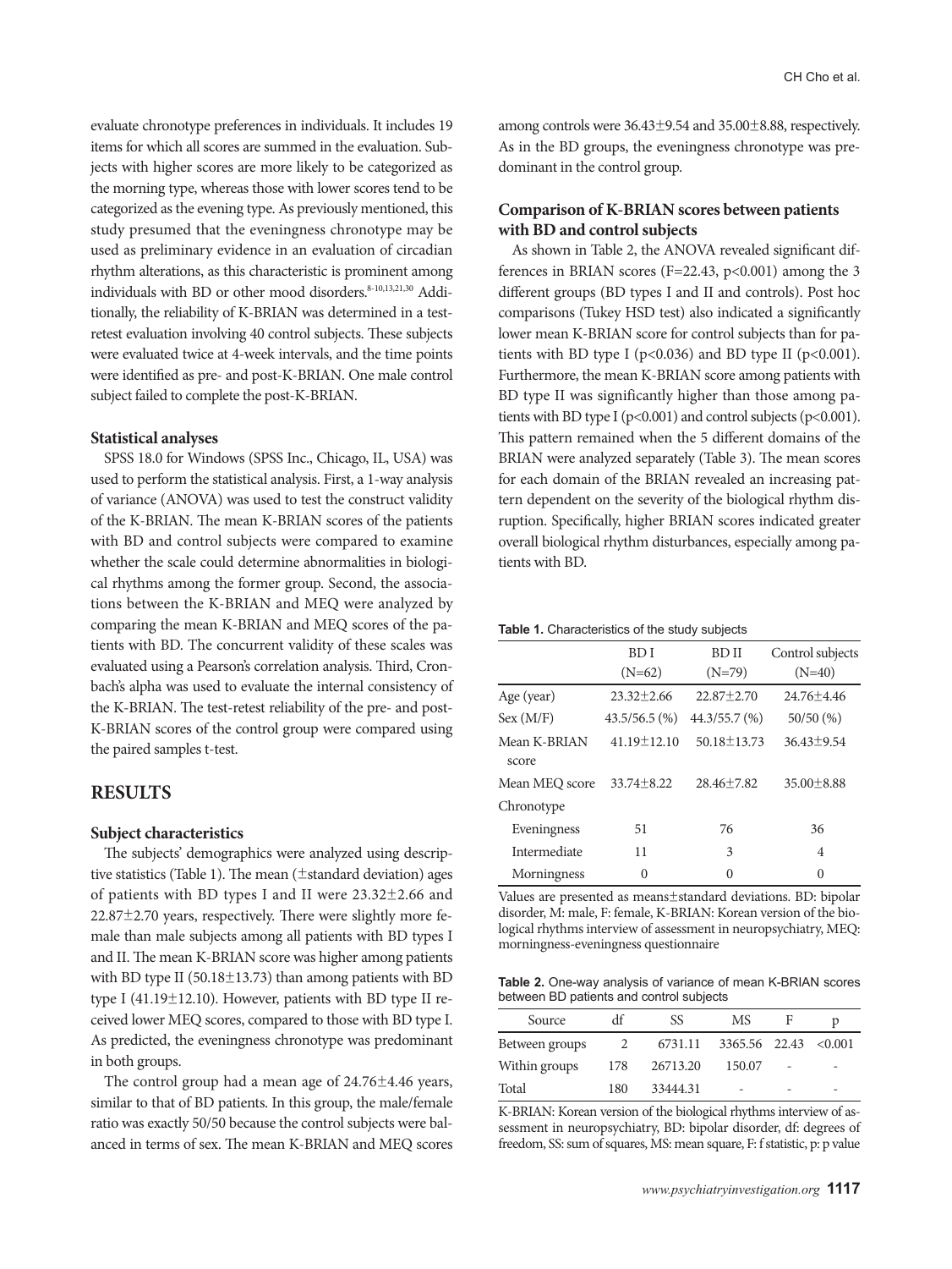evaluate chronotype preferences in individuals. It includes 19 items for which all scores are summed in the evaluation. Subjects with higher scores are more likely to be categorized as the morning type, whereas those with lower scores tend to be categorized as the evening type. As previously mentioned, this study presumed that the eveningness chronotype may be used as preliminary evidence in an evaluation of circadian rhythm alterations, as this characteristic is prominent among individuals with BD or other mood disorders.[8-10,13,21,30] Additionally, the reliability of K-BRIAN was determined in a test-retest evaluation involving 40 control subjects. These subjects were evaluated twice at 4-week intervals, and the time points were identified as pre- and post-K-BRIAN. One male control subject failed to complete the post-K-BRIAN.

### Statistical analyses

SPSS 18.0 for Windows (SPSS Inc., Chicago, IL, USA) was used to perform the statistical analysis. First, a 1-way analysis of variance (ANOVA) was used to test the construct validity of the K-BRIAN. The mean K-BRIAN scores of the patients with BD and control subjects were compared to examine whether the scale could determine abnormalities in biological rhythms among the former group. Second, the associations between the K-BRIAN and MEQ were analyzed by comparing the mean K-BRIAN and MEQ scores of the patients with BD. The concurrent validity of these scales was evaluated using a Pearson's correlation analysis. Third, Cronbach's alpha was used to evaluate the internal consistency of the K-BRIAN. The test-retest reliability of the pre- and post-K-BRIAN scores of the control group were compared using the paired samples t-test.

## RESULTS

### Subject characteristics

The subjects' demographics were analyzed using descriptive statistics (Table 1). The mean (±standard deviation) ages of patients with BD types I and II were 23.32±2.66 and 22.87±2.70 years, respectively. There were slightly more female than male subjects among all patients with BD types I and II. The mean K-BRIAN score was higher among patients with BD type II (50.18±13.73) than among patients with BD type I (41.19±12.10). However, patients with BD type II received lower MEQ scores, compared to those with BD type I. As predicted, the eveningness chronotype was predominant in both groups.

The control group had a mean age of 24.76±4.46 years, similar to that of BD patients. In this group, the male/female ratio was exactly 50/50 because the control subjects were balanced in terms of sex. The mean K-BRIAN and MEQ scores among controls were 36.43±9.54 and 35.00±8.88, respectively. As in the BD groups, the eveningness chronotype was predominant in the control group.

### Comparison of K-BRIAN scores between patients with BD and control subjects

As shown in Table 2, the ANOVA revealed significant differences in BRIAN scores ($F=22.43$, $p<0.001$) among the 3 different groups (BD types I and II and controls). Post hoc comparisons (Tukey HSD test) also indicated a significantly lower mean K-BRIAN score for control subjects than for patients with BD type I ($p<0.036$) and BD type II ($p<0.001$). Furthermore, the mean K-BRIAN score among patients with BD type II was significantly higher than those among patients with BD type I ($p<0.001$) and control subjects ($p<0.001$). This pattern remained when the 5 different domains of the BRIAN were analyzed separately (Table 3). The mean scores for each domain of the BRIAN revealed an increasing pattern dependent on the severity of the biological rhythm disruption. Specifically, higher BRIAN scores indicated greater overall biological rhythm disturbances, especially among patients with BD.

**Table 1.** Characteristics of the study subjects

| | BD I (N=62) | BD II (N=79) | Control subjects (N=40) |
|---|---|---|---|
| Age (year) | 23.32±2.66 | 22.87±2.70 | 24.76±4.46 |
| Sex (M/F) | 43.5/56.5 (%) | 44.3/55.7 (%) | 50/50 (%) |
| Mean K-BRIAN score | 41.19±12.10 | 50.18±13.73 | 36.43±9.54 |
| Mean MEQ score | 33.74±8.22 | 28.46±7.82 | 35.00±8.88 |
| Chronotype | | | |
| Eveningness | 51 | 76 | 36 |
| Intermediate | 11 | 3 | 4 |
| Morningness | 0 | 0 | 0 |

Values are presented as means±standard deviations. BD: bipolar disorder, M: male, F: female, K-BRIAN: Korean version of the biological rhythms interview of assessment in neuropsychiatry, MEQ: morningness-eveningness questionnaire

**Table 2.** One-way analysis of variance of mean K-BRIAN scores between BD patients and control subjects

| Source | df | SS | MS | F | p |
|---|---|---|---|---|---|
| Between groups | 2 | 6731.11 | 3365.56 | 22.43 | <0.001 |
| Within groups | 178 | 26713.20 | 150.07 | - | - |
| Total | 180 | 33444.31 | - | - | - |

K-BRIAN: Korean version of the biological rhythms interview of assessment in neuropsychiatry, BD: bipolar disorder, df: degrees of freedom, SS: sum of squares, MS: mean square, F: f statistic, p: p value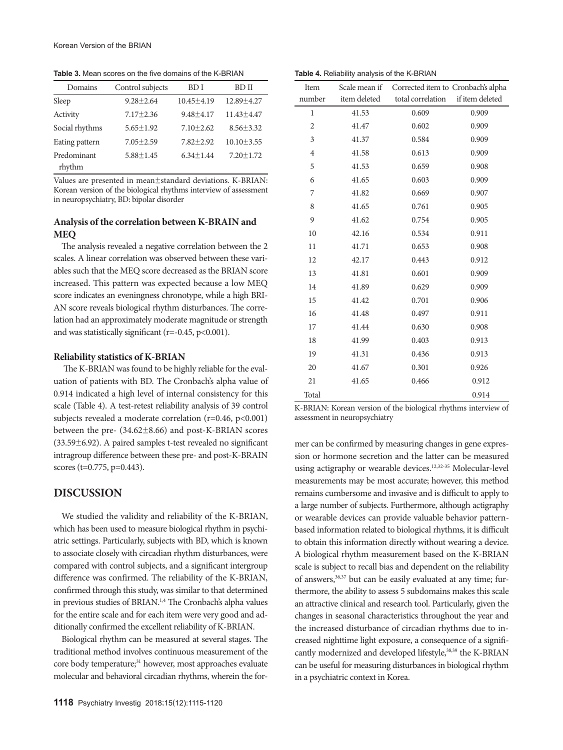**Table 3.** Mean scores on the five domains of the K-BRIAN

| Domains | Control subjects | BD I | BD II |
|---|---|---|---|
| Sleep | 9.28±2.64 | 10.45±4.19 | 12.89±4.27 |
| Activity | 7.17±2.36 | 9.48±4.17 | 11.43±4.47 |
| Social rhythms | 5.65±1.92 | 7.10±2.62 | 8.56±3.32 |
| Eating pattern | 7.05±2.59 | 7.82±2.92 | 10.10±3.55 |
| Predominant rhythm | 5.88±1.45 | 6.34±1.44 | 7.20±1.72 |

Values are presented in mean±standard deviations. K-BRIAN: Korean version of the biological rhythms interview of assessment in neuropsychiatry, BD: bipolar disorder

### Analysis of the correlation between K-BRAIN and MEQ

The analysis revealed a negative correlation between the 2 scales. A linear correlation was observed between these variables such that the MEQ score decreased as the BRIAN score increased. This pattern was expected because a low MEQ score indicates an eveningness chronotype, while a high BRIAN score reveals biological rhythm disturbances. The correlation had an approximately moderate magnitude or strength and was statistically significant (r=-0.45, p<0.001).

### Reliability statistics of K-BRIAN

The K-BRIAN was found to be highly reliable for the evaluation of patients with BD. The Cronbach's alpha value of 0.914 indicated a high level of internal consistency for this scale (Table 4). A test-retest reliability analysis of 39 control subjects revealed a moderate correlation (r=0.46, p<0.001) between the pre- (34.62±8.66) and post-K-BRIAN scores (33.59±6.92). A paired samples t-test revealed no significant intragroup difference between these pre- and post-K-BRAIN scores (t=0.775, p=0.443).

**Table 4.** Reliability analysis of the K-BRIAN

| Item number | Scale mean if item deleted | Corrected item to total correlation | Cronbach's alpha if item deleted |
|---|---|---|---|
| 1 | 41.53 | 0.609 | 0.909 |
| 2 | 41.47 | 0.602 | 0.909 |
| 3 | 41.37 | 0.584 | 0.909 |
| 4 | 41.58 | 0.613 | 0.909 |
| 5 | 41.53 | 0.659 | 0.908 |
| 6 | 41.65 | 0.603 | 0.909 |
| 7 | 41.82 | 0.669 | 0.907 |
| 8 | 41.65 | 0.761 | 0.905 |
| 9 | 41.62 | 0.754 | 0.905 |
| 10 | 42.16 | 0.534 | 0.911 |
| 11 | 41.71 | 0.653 | 0.908 |
| 12 | 42.17 | 0.443 | 0.912 |
| 13 | 41.81 | 0.601 | 0.909 |
| 14 | 41.89 | 0.629 | 0.909 |
| 15 | 41.42 | 0.701 | 0.906 |
| 16 | 41.48 | 0.497 | 0.911 |
| 17 | 41.44 | 0.630 | 0.908 |
| 18 | 41.99 | 0.403 | 0.913 |
| 19 | 41.31 | 0.436 | 0.913 |
| 20 | 41.67 | 0.301 | 0.926 |
| 21 | 41.65 | 0.466 | 0.912 |
| Total | | | 0.914 |

K-BRIAN: Korean version of the biological rhythms interview of assessment in neuropsychiatry

## DISCUSSION

We studied the validity and reliability of the K-BRIAN, which has been used to measure biological rhythm in psychiatric settings. Particularly, subjects with BD, which is known to associate closely with circadian rhythm disturbances, were compared with control subjects, and a significant intergroup difference was confirmed. The reliability of the K-BRIAN, confirmed through this study, was similar to that determined in previous studies of BRIAN.[1,4] The Cronbach's alpha values for the entire scale and for each item were very good and additionally confirmed the excellent reliability of K-BRIAN.

Biological rhythm can be measured at several stages. The traditional method involves continuous measurement of the core body temperature;[31] however, most approaches evaluate molecular and behavioral circadian rhythms, wherein the former can be confirmed by measuring changes in gene expression or hormone secretion and the latter can be measured using actigraphy or wearable devices.[12,32-35] Molecular-level measurements may be most accurate; however, this method remains cumbersome and invasive and is difficult to apply to a large number of subjects. Furthermore, although actigraphy or wearable devices can provide valuable behavior pattern-based information related to biological rhythms, it is difficult to obtain this information directly without wearing a device. A biological rhythm measurement based on the K-BRIAN scale is subject to recall bias and dependent on the reliability of answers,[36,37] but can be easily evaluated at any time; furthermore, the ability to assess 5 subdomains makes this scale an attractive clinical and research tool. Particularly, given the changes in seasonal characteristics throughout the year and the increased disturbance of circadian rhythms due to increased nighttime light exposure, a consequence of a significantly modernized and developed lifestyle,[38,39] the K-BRIAN can be useful for measuring disturbances in biological rhythm in a psychiatric context in Korea.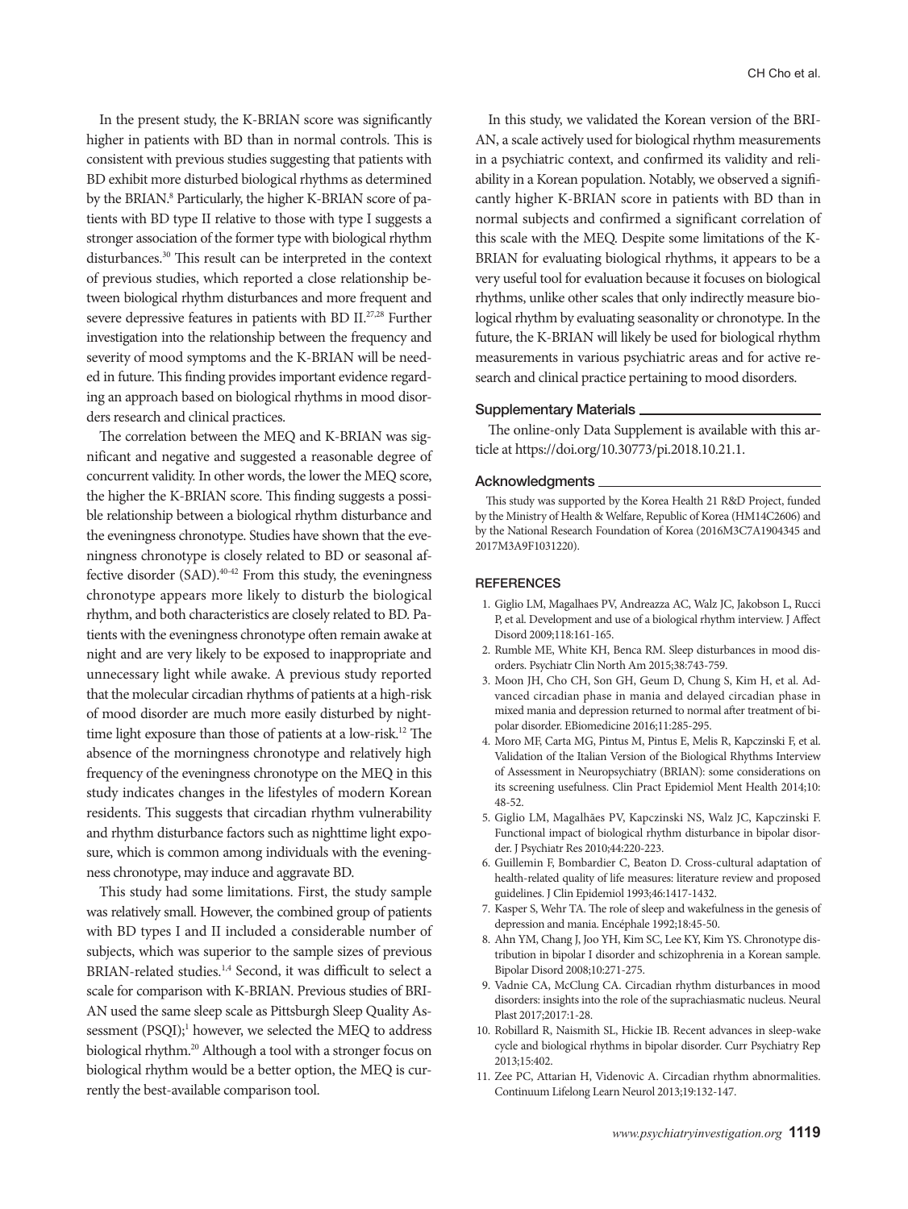In the present study, the K-BRIAN score was significantly higher in patients with BD than in normal controls. This is consistent with previous studies suggesting that patients with BD exhibit more disturbed biological rhythms as determined by the BRIAN.[8] Particularly, the higher K-BRIAN score of patients with BD type II relative to those with type I suggests a stronger association of the former type with biological rhythm disturbances.[30] This result can be interpreted in the context of previous studies, which reported a close relationship between biological rhythm disturbances and more frequent and severe depressive features in patients with BD II.[27,28] Further investigation into the relationship between the frequency and severity of mood symptoms and the K-BRIAN will be needed in future. This finding provides important evidence regarding an approach based on biological rhythms in mood disorders research and clinical practices.

The correlation between the MEQ and K-BRIAN was significant and negative and suggested a reasonable degree of concurrent validity. In other words, the lower the MEQ score, the higher the K-BRIAN score. This finding suggests a possible relationship between a biological rhythm disturbance and the eveningness chronotype. Studies have shown that the eveningness chronotype is closely related to BD or seasonal affective disorder (SAD).[40-42] From this study, the eveningness chronotype appears more likely to disturb the biological rhythm, and both characteristics are closely related to BD. Patients with the eveningness chronotype often remain awake at night and are very likely to be exposed to inappropriate and unnecessary light while awake. A previous study reported that the molecular circadian rhythms of patients at a high-risk of mood disorder are much more easily disturbed by nighttime light exposure than those of patients at a low-risk.[12] The absence of the morningness chronotype and relatively high frequency of the eveningness chronotype on the MEQ in this study indicates changes in the lifestyles of modern Korean residents. This suggests that circadian rhythm vulnerability and rhythm disturbance factors such as nighttime light exposure, which is common among individuals with the eveningness chronotype, may induce and aggravate BD.

This study had some limitations. First, the study sample was relatively small. However, the combined group of patients with BD types I and II included a considerable number of subjects, which was superior to the sample sizes of previous BRIAN-related studies.[1,4] Second, it was difficult to select a scale for comparison with K-BRIAN. Previous studies of BRIAN used the same sleep scale as Pittsburgh Sleep Quality Assessment (PSQI);[1] however, we selected the MEQ to address biological rhythm.[20] Although a tool with a stronger focus on biological rhythm would be a better option, the MEQ is currently the best-available comparison tool.

In this study, we validated the Korean version of the BRIAN, a scale actively used for biological rhythm measurements in a psychiatric context, and confirmed its validity and reliability in a Korean population. Notably, we observed a significantly higher K-BRIAN score in patients with BD than in normal subjects and confirmed a significant correlation of this scale with the MEQ. Despite some limitations of the K-BRIAN for evaluating biological rhythms, it appears to be a very useful tool for evaluation because it focuses on biological rhythms, unlike other scales that only indirectly measure biological rhythm by evaluating seasonality or chronotype. In the future, the K-BRIAN will likely be used for biological rhythm measurements in various psychiatric areas and for active research and clinical practice pertaining to mood disorders.

### Supplementary Materials

The online-only Data Supplement is available with this article at https://doi.org/10.30773/pi.2018.10.21.1.

### Acknowledgments

This study was supported by the Korea Health 21 R&D Project, funded by the Ministry of Health & Welfare, Republic of Korea (HM14C2606) and by the National Research Foundation of Korea (2016M3C7A1904345 and 2017M3A9F1031220).

## REFERENCES

1. Giglio LM, Magalhaes PV, Andreazza AC, Walz JC, Jakobson L, Rucci P, et al. Development and use of a biological rhythm interview. J Affect Disord 2009;118:161-165.
2. Rumble ME, White KH, Benca RM. Sleep disturbances in mood disorders. Psychiatr Clin North Am 2015;38:743-759.
3. Moon JH, Cho CH, Son GH, Geum D, Chung S, Kim H, et al. Advanced circadian phase in mania and delayed circadian phase in mixed mania and depression returned to normal after treatment of bipolar disorder. EBiomedicine 2016;11:285-295.
4. Moro MF, Carta MG, Pintus M, Pintus E, Melis R, Kapczinski F, et al. Validation of the Italian Version of the Biological Rhythms Interview of Assessment in Neuropsychiatry (BRIAN): some considerations on its screening usefulness. Clin Pract Epidemiol Ment Health 2014;10:48-52.
5. Giglio LM, Magalhães PV, Kapczinski NS, Walz JC, Kapczinski F. Functional impact of biological rhythm disturbance in bipolar disorder. J Psychiatr Res 2010;44:220-223.
6. Guillemin F, Bombardier C, Beaton D. Cross-cultural adaptation of health-related quality of life measures: literature review and proposed guidelines. J Clin Epidemiol 1993;46:1417-1432.
7. Kasper S, Wehr TA. The role of sleep and wakefulness in the genesis of depression and mania. Encéphale 1992;18:45-50.
8. Ahn YM, Chang J, Joo YH, Kim SC, Lee KY, Kim YS. Chronotype distribution in bipolar I disorder and schizophrenia in a Korean sample. Bipolar Disord 2008;10:271-275.
9. Vadnie CA, McClung CA. Circadian rhythm disturbances in mood disorders: insights into the role of the suprachiasmatic nucleus. Neural Plast 2017;2017:1-28.
10. Robillard R, Naismith SL, Hickie IB. Recent advances in sleep-wake cycle and biological rhythms in bipolar disorder. Curr Psychiatry Rep 2013;15:402.
11. Zee PC, Attarian H, Videnovic A. Circadian rhythm abnormalities. Continuum Lifelong Learn Neurol 2013;19:132-147.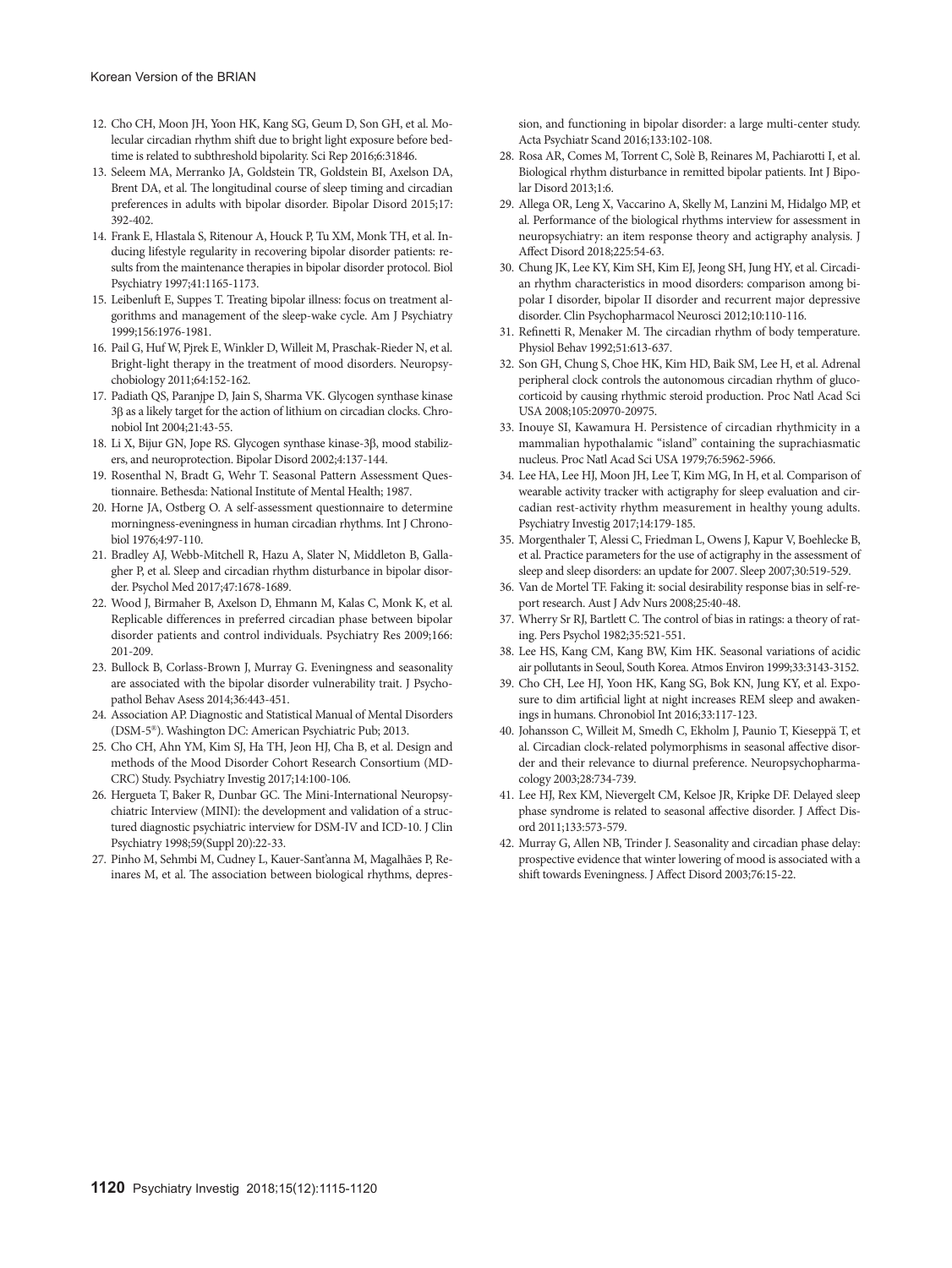12. Cho CH, Moon JH, Yoon HK, Kang SG, Geum D, Son GH, et al. Molecular circadian rhythm shift due to bright light exposure before bedtime is related to subthreshold bipolarity. Sci Rep 2016;6:31846.
13. Seleem MA, Merranko JA, Goldstein TR, Goldstein BI, Axelson DA, Brent DA, et al. The longitudinal course of sleep timing and circadian preferences in adults with bipolar disorder. Bipolar Disord 2015;17:392-402.
14. Frank E, Hlastala S, Ritenour A, Houck P, Tu XM, Monk TH, et al. Inducing lifestyle regularity in recovering bipolar disorder patients: results from the maintenance therapies in bipolar disorder protocol. Biol Psychiatry 1997;41:1165-1173.
15. Leibenluft E, Suppes T. Treating bipolar illness: focus on treatment algorithms and management of the sleep-wake cycle. Am J Psychiatry 1999;156:1976-1981.
16. Pail G, Huf W, Pjrek E, Winkler D, Willeit M, Praschak-Rieder N, et al. Bright-light therapy in the treatment of mood disorders. Neuropsychobiology 2011;64:152-162.
17. Padiath QS, Paranjpe D, Jain S, Sharma VK. Glycogen synthase kinase 3β as a likely target for the action of lithium on circadian clocks. Chronobiol Int 2004;21:43-55.
18. Li X, Bijur GN, Jope RS. Glycogen synthase kinase-3β, mood stabilizers, and neuroprotection. Bipolar Disord 2002;4:137-144.
19. Rosenthal N, Bradt G, Wehr T. Seasonal Pattern Assessment Questionnaire. Bethesda: National Institute of Mental Health; 1987.
20. Horne JA, Ostberg O. A self-assessment questionnaire to determine morningness-eveningness in human circadian rhythms. Int J Chronobiol 1976;4:97-110.
21. Bradley AJ, Webb-Mitchell R, Hazu A, Slater N, Middleton B, Gallagher P, et al. Sleep and circadian rhythm disturbance in bipolar disorder. Psychol Med 2017;47:1678-1689.
22. Wood J, Birmaher B, Axelson D, Ehmann M, Kalas C, Monk K, et al. Replicable differences in preferred circadian phase between bipolar disorder patients and control individuals. Psychiatry Res 2009;166:201-209.
23. Bullock B, Corlass-Brown J, Murray G. Eveningness and seasonality are associated with the bipolar disorder vulnerability trait. J Psychopathol Behav Asess 2014;36:443-451.
24. Association AP. Diagnostic and Statistical Manual of Mental Disorders (DSM-5®). Washington DC: American Psychiatric Pub; 2013.
25. Cho CH, Ahn YM, Kim SJ, Ha TH, Jeon HJ, Cha B, et al. Design and methods of the Mood Disorder Cohort Research Consortium (MDCRC) Study. Psychiatry Investig 2017;14:100-106.
26. Hergueta T, Baker R, Dunbar GC. The Mini-International Neuropsychiatric Interview (MINI): the development and validation of a structured diagnostic psychiatric interview for DSM-IV and ICD-10. J Clin Psychiatry 1998;59(Suppl 20):22-33.
27. Pinho M, Sehmbi M, Cudney L, Kauer-Sant'anna M, Magalhães P, Reinares M, et al. The association between biological rhythms, depression, and functioning in bipolar disorder: a large multi-center study. Acta Psychiatr Scand 2016;133:102-108.
28. Rosa AR, Comes M, Torrent C, Solè B, Reinares M, Pachiarotti I, et al. Biological rhythm disturbance in remitted bipolar patients. Int J Bipolar Disord 2013;1:6.
29. Allega OR, Leng X, Vaccarino A, Skelly M, Lanzini M, Hidalgo MP, et al. Performance of the biological rhythms interview for assessment in neuropsychiatry: an item response theory and actigraphy analysis. J Affect Disord 2018;225:54-63.
30. Chung JK, Lee KY, Kim SH, Kim EJ, Jeong SH, Jung HY, et al. Circadian rhythm characteristics in mood disorders: comparison among bipolar I disorder, bipolar II disorder and recurrent major depressive disorder. Clin Psychopharmacol Neurosci 2012;10:110-116.
31. Refinetti R, Menaker M. The circadian rhythm of body temperature. Physiol Behav 1992;51:613-637.
32. Son GH, Chung S, Choe HK, Kim HD, Baik SM, Lee H, et al. Adrenal peripheral clock controls the autonomous circadian rhythm of glucocorticoid by causing rhythmic steroid production. Proc Natl Acad Sci USA 2008;105:20970-20975.
33. Inouye SI, Kawamura H. Persistence of circadian rhythmicity in a mammalian hypothalamic "island" containing the suprachiasmatic nucleus. Proc Natl Acad Sci USA 1979;76:5962-5966.
34. Lee HA, Lee HJ, Moon JH, Lee T, Kim MG, In H, et al. Comparison of wearable activity tracker with actigraphy for sleep evaluation and circadian rest-activity rhythm measurement in healthy young adults. Psychiatry Investig 2017;14:179-185.
35. Morgenthaler T, Alessi C, Friedman L, Owens J, Kapur V, Boehlecke B, et al. Practice parameters for the use of actigraphy in the assessment of sleep and sleep disorders: an update for 2007. Sleep 2007;30:519-529.
36. Van de Mortel TF. Faking it: social desirability response bias in self-report research. Aust J Adv Nurs 2008;25:40-48.
37. Wherry Sr RJ, Bartlett C. The control of bias in ratings: a theory of rating. Pers Psychol 1982;35:521-551.
38. Lee HS, Kang CM, Kang BW, Kim HK. Seasonal variations of acidic air pollutants in Seoul, South Korea. Atmos Environ 1999;33:3143-3152.
39. Cho CH, Lee HJ, Yoon HK, Kang SG, Bok KN, Jung KY, et al. Exposure to dim artificial light at night increases REM sleep and awakenings in humans. Chronobiol Int 2016;33:117-123.
40. Johansson C, Willeit M, Smedh C, Ekholm J, Paunio T, Kieseppä T, et al. Circadian clock-related polymorphisms in seasonal affective disorder and their relevance to diurnal preference. Neuropsychopharmacology 2003;28:734-739.
41. Lee HJ, Rex KM, Nievergelt CM, Kelsoe JR, Kripke DF. Delayed sleep phase syndrome is related to seasonal affective disorder. J Affect Disord 2011;133:573-579.
42. Murray G, Allen NB, Trinder J. Seasonality and circadian phase delay: prospective evidence that winter lowering of mood is associated with a shift towards Eveningness. J Affect Disord 2003;76:15-22.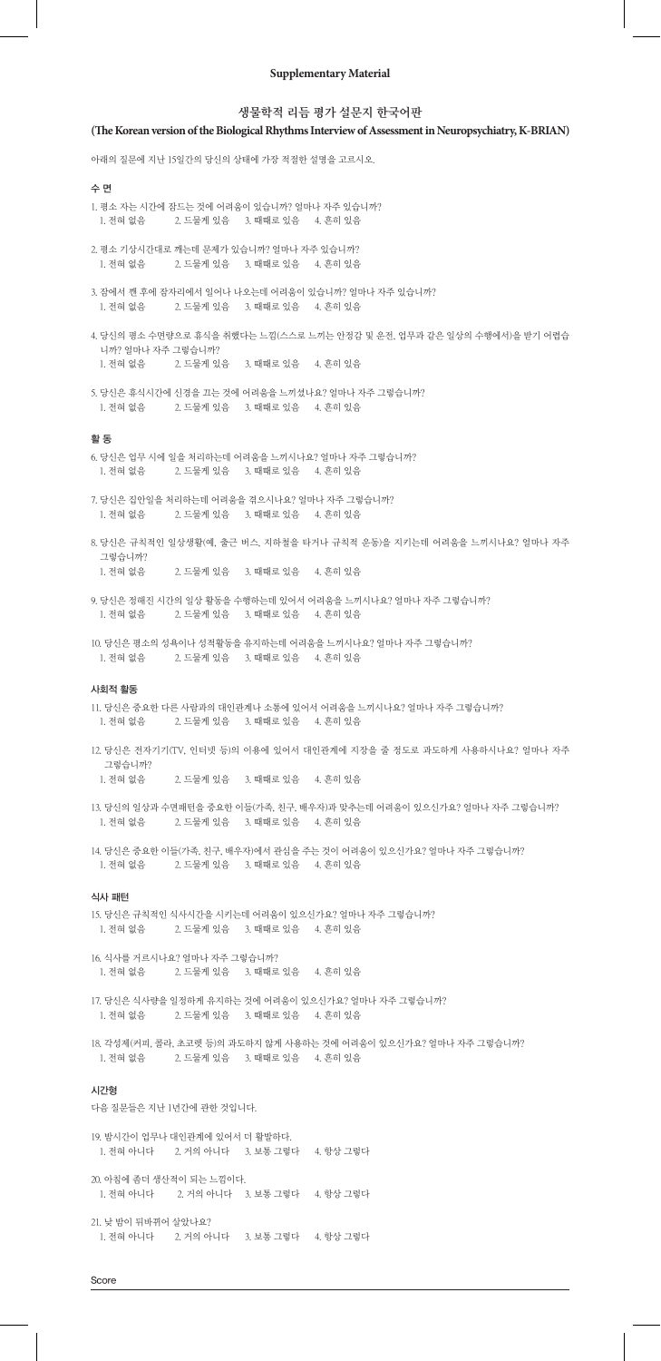**Supplementary Material**

## 생물학적 리듬 평가 설문지 한국어판

## (The Korean version of the Biological Rhythms Interview of Assessment in Neuropsychiatry, K-BRIAN)

아래의 질문에 지난 15일간의 당신의 상태에 가장 적절한 설명을 고르시오.

### 수 면

1. 평소 자는 시간에 잠드는 것에 어려움이 있습니까? 얼마나 자주 있습니까?
   1. 전혀 없음 2. 드물게 있음 3. 때때로 있음 4. 흔히 있음

2. 평소 기상시간대로 깨는데 문제가 있습니까? 얼마나 자주 있습니까?
   1. 전혀 없음 2. 드물게 있음 3. 때때로 있음 4. 흔히 있음

3. 잠에서 깬 후에 잠자리에서 일어나 나오는데 어려움이 있습니까? 얼마나 자주 있습니까?
   1. 전혀 없음 2. 드물게 있음 3. 때때로 있음 4. 흔히 있음

4. 당신의 평소 수면량으로 휴식을 취했다는 느낌(스스로 느끼는 안정감 및 운전, 업무와 같은 일상의 수행에서)을 받기 어렵습니까? 얼마나 자주 그렇습니까?
   1. 전혀 없음 2. 드물게 있음 3. 때때로 있음 4. 흔히 있음

5. 당신은 휴식시간에 신경을 끄는 것에 어려움을 느끼셨나요? 얼마나 자주 그렇습니까?
   1. 전혀 없음 2. 드물게 있음 3. 때때로 있음 4. 흔히 있음

### 활 동

6. 당신은 업무 시에 일을 처리하는데 어려움을 느끼시나요? 얼마나 자주 그렇습니까?
   1. 전혀 없음 2. 드물게 있음 3. 때때로 있음 4. 흔히 있음

7. 당신은 집안일을 처리하는데 어려움을 겪으시나요? 얼마나 자주 그렇습니까?
   1. 전혀 없음 2. 드물게 있음 3. 때때로 있음 4. 흔히 있음

8. 당신은 규칙적인 일상생활(예, 출근 버스, 지하철을 타거나 규칙적 운동)을 지키는데 어려움을 느끼시나요? 얼마나 자주 그렇습니까?
   1. 전혀 없음 2. 드물게 있음 3. 때때로 있음 4. 흔히 있음

9. 당신은 정해진 시간의 일상 활동을 수행하는데 있어서 어려움을 느끼시나요? 얼마나 자주 그렇습니까?
   1. 전혀 없음 2. 드물게 있음 3. 때때로 있음 4. 흔히 있음

10. 당신은 평소의 성욕이나 성적활동을 유지하는데 어려움을 느끼시나요? 얼마나 자주 그렇습니까?
    1. 전혀 없음 2. 드물게 있음 3. 때때로 있음 4. 흔히 있음

### 사회적 활동

11. 당신은 중요한 다른 사람과의 대인관계나 소통에 있어서 어려움을 느끼시나요? 얼마나 자주 그렇습니까?
    1. 전혀 없음 2. 드물게 있음 3. 때때로 있음 4. 흔히 있음

12. 당신은 전자기기(TV, 인터넷 등)의 이용에 있어서 대인관계에 지장을 줄 정도로 과도하게 사용하시나요? 얼마나 자주 그렇습니까?
    1. 전혀 없음 2. 드물게 있음 3. 때때로 있음 4. 흔히 있음

13. 당신의 일상과 수면패턴을 중요한 이들(가족, 친구, 배우자)과 맞추는데 어려움이 있으신가요? 얼마나 자주 그렇습니까?
    1. 전혀 없음 2. 드물게 있음 3. 때때로 있음 4. 흔히 있음

14. 당신은 중요한 이들(가족, 친구, 배우자)에서 관심을 주는 것이 어려움이 있으신가요? 얼마나 자주 그렇습니까?
    1. 전혀 없음 2. 드물게 있음 3. 때때로 있음 4. 흔히 있음

### 식사 패턴

15. 당신은 규칙적인 식사시간을 시키는데 어려움이 있으신가요? 얼마나 자주 그렇습니까?
    1. 전혀 없음 2. 드물게 있음 3. 때때로 있음 4. 흔히 있음

16. 식사를 거르시나요? 얼마나 자주 그렇습니까?
    1. 전혀 없음 2. 드물게 있음 3. 때때로 있음 4. 흔히 있음

17. 당신은 식사량을 일정하게 유지하는 것에 어려움이 있으신가요? 얼마나 자주 그렇습니까?
    1. 전혀 없음 2. 드물게 있음 3. 때때로 있음 4. 흔히 있음

18. 각성제(커피, 콜라, 초코렛 등)의 과도하지 않게 사용하는 것에 어려움이 있으신가요? 얼마나 자주 그렇습니까?
    1. 전혀 없음 2. 드물게 있음 3. 때때로 있음 4. 흔히 있음

### 시간형

다음 질문들은 지난 1년간에 관한 것입니다.

19. 밤시간이 업무나 대인관계에 있어서 더 활발하다.
    1. 전혀 아니다 2. 거의 아니다 3. 보통 그렇다 4. 항상 그렇다

20. 아침에 좀더 생산적이 되는 느낌이다.
    1. 전혀 아니다 2. 거의 아니다 3. 보통 그렇다 4. 항상 그렇다

21. 낮 밤이 뒤바뀌어 살았나요?
    1. 전혀 아니다 2. 거의 아니다 3. 보통 그렇다 4. 항상 그렇다

Score